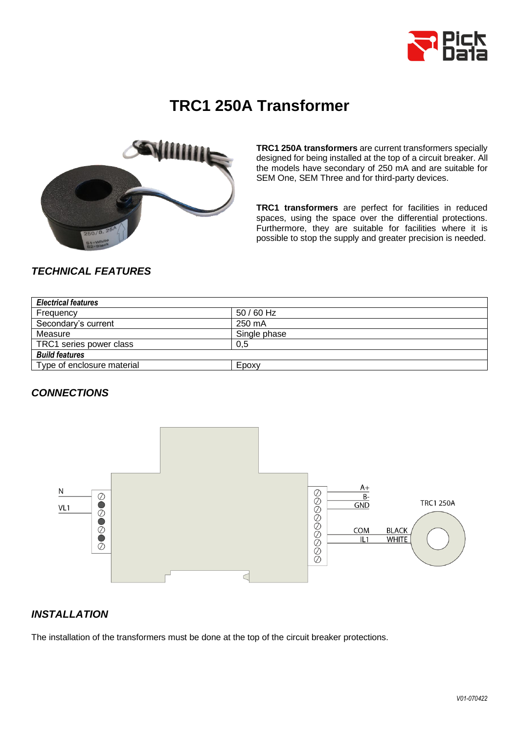# TRC1 250A Transformer

**TRC1 250A transformers** are current transformers specially designed for being installed at the top of a circuit breaker. All the models have secondary of 250 mA and are suitable for SEM One, SEM Three and for third-party devices.

**TRC1 transformers** are perfect for facilities in reduced spaces, using the space over the differential protections. Furthermore, they are suitable for facilities where it is possible to stop the supply and greater precision is needed.

## *TECHNICAL FEATURES*

| ***Electrical features*** | |
|---|---|
| Frequency | 50 / 60 Hz |
| Secondary's current | 250 mA |
| Measure | Single phase |
| TRC1 series power class | 0,5 |
| ***Build features*** | |
| Type of enclosure material | Epoxy |

## *CONNECTIONS*

N
VL1

A+
B-
GND
COM
IL1

BLACK
WHITE

TRC1 250A

## *INSTALLATION*

The installation of the transformers must be done at the top of the circuit breaker protections.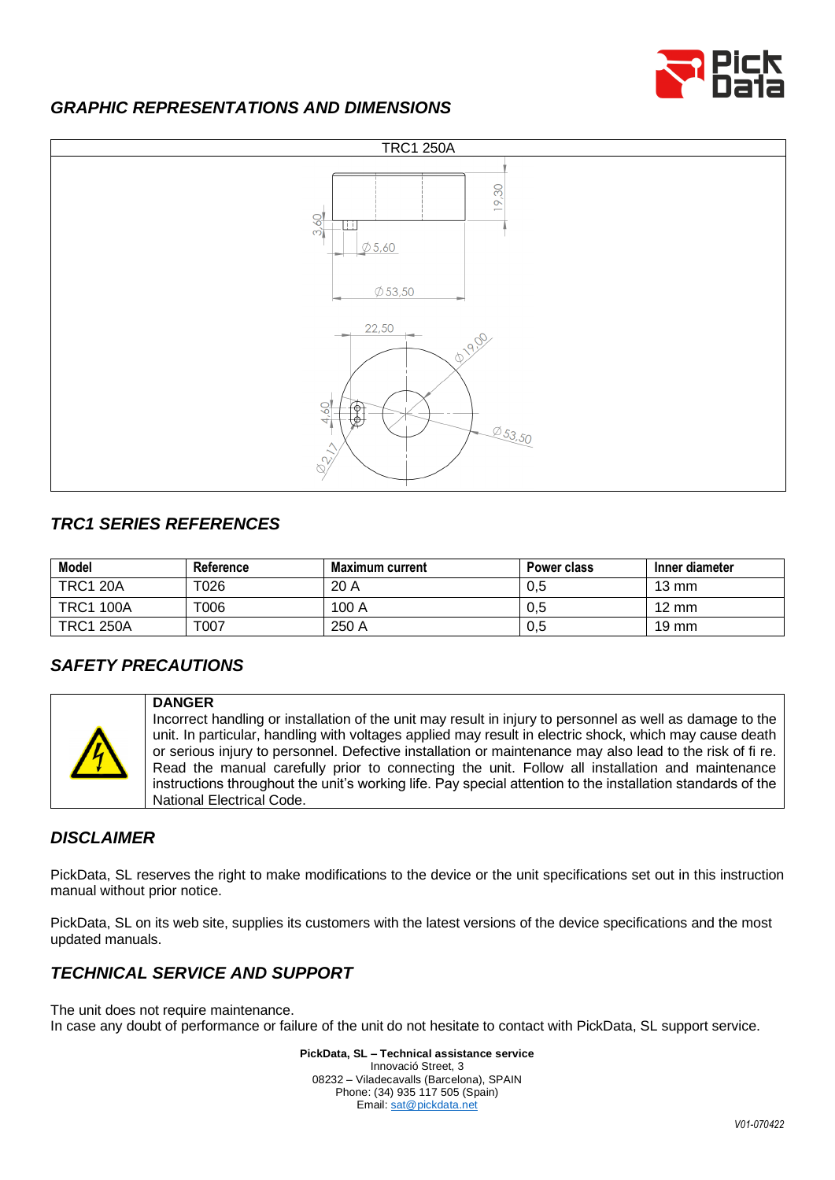## *GRAPHIC REPRESENTATIONS AND DIMENSIONS*

TRC1 250A

19,30
3,60
∅5,60
∅53,50
22,50
∅19,00
4,60
∅53,50
∅2,17

## *TRC1 SERIES REFERENCES*

| Model | Reference | Maximum current | Power class | Inner diameter |
|---|---|---|---|---|
| TRC1 20A | T026 | 20 A | 0,5 | 13 mm |
| TRC1 100A | T006 | 100 A | 0,5 | 12 mm |
| TRC1 250A | T007 | 250 A | 0,5 | 19 mm |

## *SAFETY PRECAUTIONS*

**DANGER**

Incorrect handling or installation of the unit may result in injury to personnel as well as damage to the unit. In particular, handling with voltages applied may result in electric shock, which may cause death or serious injury to personnel. Defective installation or maintenance may also lead to the risk of fi re. Read the manual carefully prior to connecting the unit. Follow all installation and maintenance instructions throughout the unit's working life. Pay special attention to the installation standards of the National Electrical Code.

## *DISCLAIMER*

PickData, SL reserves the right to make modifications to the device or the unit specifications set out in this instruction manual without prior notice.

PickData, SL on its web site, supplies its customers with the latest versions of the device specifications and the most updated manuals.

## *TECHNICAL SERVICE AND SUPPORT*

The unit does not require maintenance.
In case any doubt of performance or failure of the unit do not hesitate to contact with PickData, SL support service.

**PickData, SL – Technical assistance service**
Innovació Street, 3
08232 – Viladecavalls (Barcelona), SPAIN
Phone: (34) 935 117 505 (Spain)
Email: sat@pickdata.net

*V01-070422*